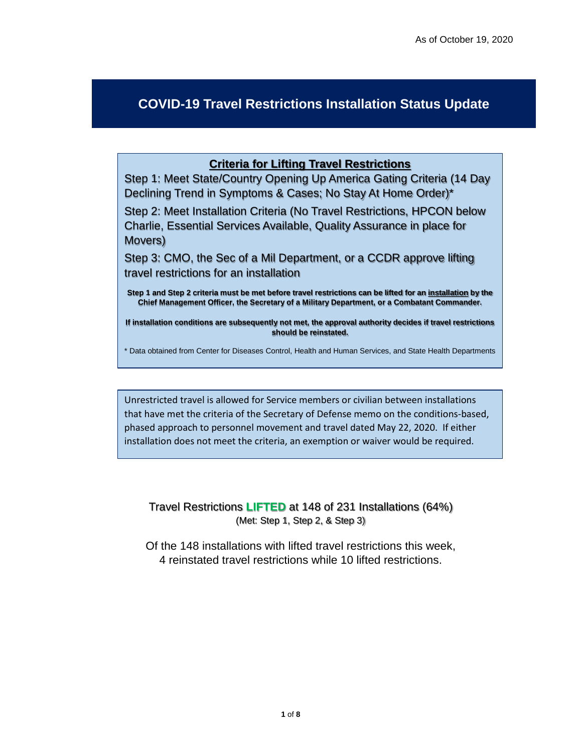As of October 19, 2020

# COVID-19 Travel Restrictions Installation Status Update

**Criteria for Lifting Travel Restrictions**

Step 1: Meet State/Country Opening Up America Gating Criteria (14 Day Declining Trend in Symptoms & Cases; No Stay At Home Order)*

Step 2: Meet Installation Criteria (No Travel Restrictions, HPCON below Charlie, Essential Services Available, Quality Assurance in place for Movers)

Step 3: CMO, the Sec of a Mil Department, or a CCDR approve lifting travel restrictions for an installation

**Step 1 and Step 2 criteria must be met before travel restrictions can be lifted for an installation by the Chief Management Officer, the Secretary of a Military Department, or a Combatant Commander.**

**If installation conditions are subsequently not met, the approval authority decides if travel restrictions should be reinstated.**

* Data obtained from Center for Diseases Control, Health and Human Services, and State Health Departments

Unrestricted travel is allowed for Service members or civilian between installations that have met the criteria of the Secretary of Defense memo on the conditions-based, phased approach to personnel movement and travel dated May 22, 2020. If either installation does not meet the criteria, an exemption or waiver would be required.

Travel Restrictions **LIFTED** at 148 of 231 Installations (64%)
(Met: Step 1, Step 2, & Step 3)

Of the 148 installations with lifted travel restrictions this week, 4 reinstated travel restrictions while 10 lifted restrictions.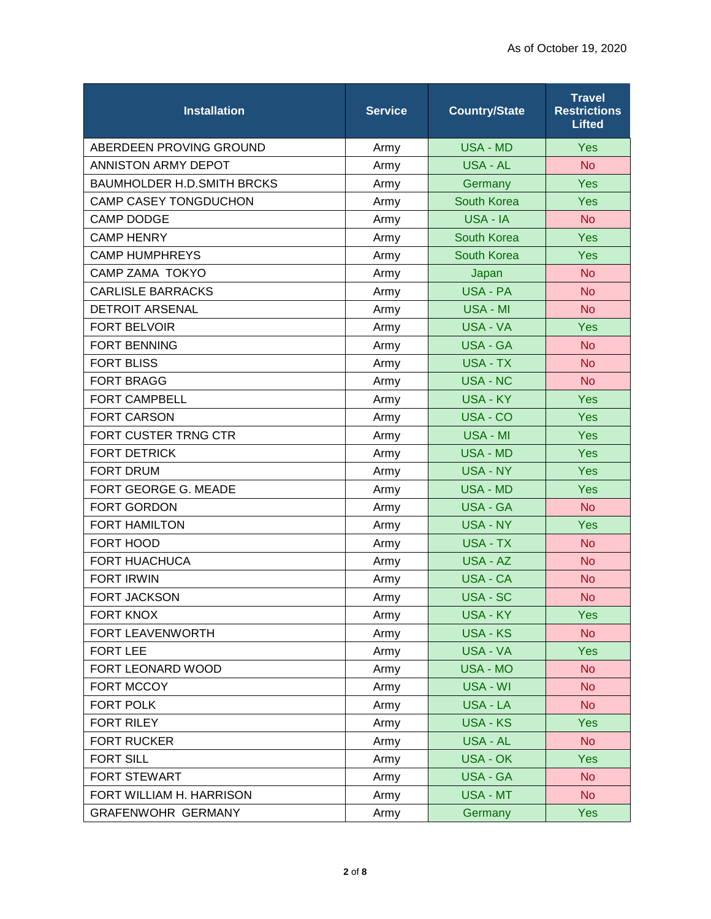As of October 19, 2020

| Installation | Service | Country/State | Travel Restrictions Lifted |
|---|---|---|---|
| ABERDEEN PROVING GROUND | Army | USA - MD | Yes |
| ANNISTON ARMY DEPOT | Army | USA - AL | No |
| BAUMHOLDER H.D.SMITH BRCKS | Army | Germany | Yes |
| CAMP CASEY TONGDUCHON | Army | South Korea | Yes |
| CAMP DODGE | Army | USA - IA | No |
| CAMP HENRY | Army | South Korea | Yes |
| CAMP HUMPHREYS | Army | South Korea | Yes |
| CAMP ZAMA TOKYO | Army | Japan | No |
| CARLISLE BARRACKS | Army | USA - PA | No |
| DETROIT ARSENAL | Army | USA - MI | No |
| FORT BELVOIR | Army | USA - VA | Yes |
| FORT BENNING | Army | USA - GA | No |
| FORT BLISS | Army | USA - TX | No |
| FORT BRAGG | Army | USA - NC | No |
| FORT CAMPBELL | Army | USA - KY | Yes |
| FORT CARSON | Army | USA - CO | Yes |
| FORT CUSTER TRNG CTR | Army | USA - MI | Yes |
| FORT DETRICK | Army | USA - MD | Yes |
| FORT DRUM | Army | USA - NY | Yes |
| FORT GEORGE G. MEADE | Army | USA - MD | Yes |
| FORT GORDON | Army | USA - GA | No |
| FORT HAMILTON | Army | USA - NY | Yes |
| FORT HOOD | Army | USA - TX | No |
| FORT HUACHUCA | Army | USA - AZ | No |
| FORT IRWIN | Army | USA - CA | No |
| FORT JACKSON | Army | USA - SC | No |
| FORT KNOX | Army | USA - KY | Yes |
| FORT LEAVENWORTH | Army | USA - KS | No |
| FORT LEE | Army | USA - VA | Yes |
| FORT LEONARD WOOD | Army | USA - MO | No |
| FORT MCCOY | Army | USA - WI | No |
| FORT POLK | Army | USA - LA | No |
| FORT RILEY | Army | USA - KS | Yes |
| FORT RUCKER | Army | USA - AL | No |
| FORT SILL | Army | USA - OK | Yes |
| FORT STEWART | Army | USA - GA | No |
| FORT WILLIAM H. HARRISON | Army | USA - MT | No |
| GRAFENWOHR GERMANY | Army | Germany | Yes |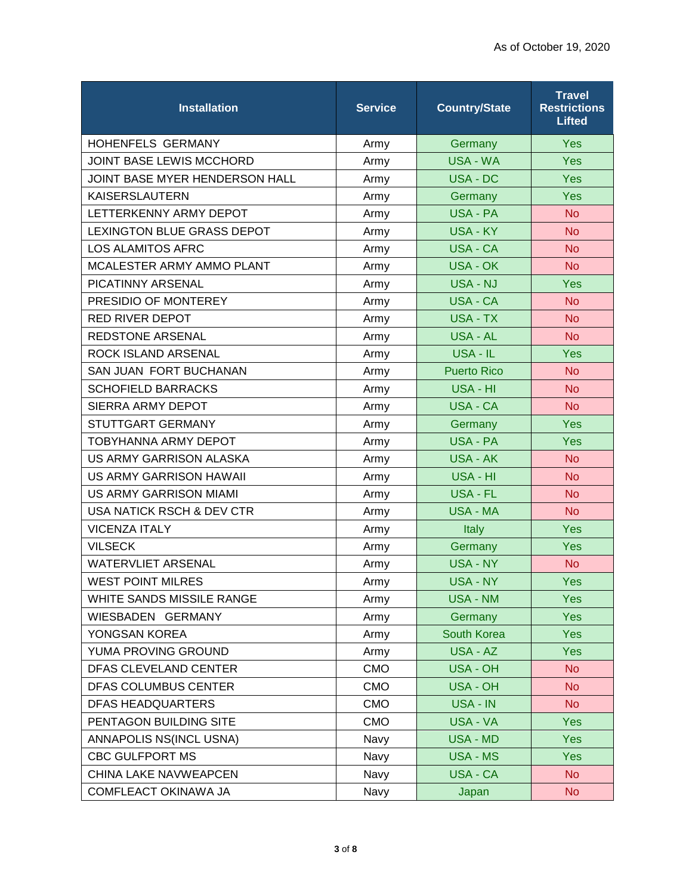As of October 19, 2020

| Installation | Service | Country/State | Travel Restrictions Lifted |
|---|---|---|---|
| HOHENFELS GERMANY | Army | Germany | Yes |
| JOINT BASE LEWIS MCCHORD | Army | USA - WA | Yes |
| JOINT BASE MYER HENDERSON HALL | Army | USA - DC | Yes |
| KAISERSLAUTERN | Army | Germany | Yes |
| LETTERKENNY ARMY DEPOT | Army | USA - PA | No |
| LEXINGTON BLUE GRASS DEPOT | Army | USA - KY | No |
| LOS ALAMITOS AFRC | Army | USA - CA | No |
| MCALESTER ARMY AMMO PLANT | Army | USA - OK | No |
| PICATINNY ARSENAL | Army | USA - NJ | Yes |
| PRESIDIO OF MONTEREY | Army | USA - CA | No |
| RED RIVER DEPOT | Army | USA - TX | No |
| REDSTONE ARSENAL | Army | USA - AL | No |
| ROCK ISLAND ARSENAL | Army | USA - IL | Yes |
| SAN JUAN FORT BUCHANAN | Army | Puerto Rico | No |
| SCHOFIELD BARRACKS | Army | USA - HI | No |
| SIERRA ARMY DEPOT | Army | USA - CA | No |
| STUTTGART GERMANY | Army | Germany | Yes |
| TOBYHANNA ARMY DEPOT | Army | USA - PA | Yes |
| US ARMY GARRISON ALASKA | Army | USA - AK | No |
| US ARMY GARRISON HAWAII | Army | USA - HI | No |
| US ARMY GARRISON MIAMI | Army | USA - FL | No |
| USA NATICK RSCH & DEV CTR | Army | USA - MA | No |
| VICENZA ITALY | Army | Italy | Yes |
| VILSECK | Army | Germany | Yes |
| WATERVLIET ARSENAL | Army | USA - NY | No |
| WEST POINT MILRES | Army | USA - NY | Yes |
| WHITE SANDS MISSILE RANGE | Army | USA - NM | Yes |
| WIESBADEN GERMANY | Army | Germany | Yes |
| YONGSAN KOREA | Army | South Korea | Yes |
| YUMA PROVING GROUND | Army | USA - AZ | Yes |
| DFAS CLEVELAND CENTER | CMO | USA - OH | No |
| DFAS COLUMBUS CENTER | CMO | USA - OH | No |
| DFAS HEADQUARTERS | CMO | USA - IN | No |
| PENTAGON BUILDING SITE | CMO | USA - VA | Yes |
| ANNAPOLIS NS(INCL USNA) | Navy | USA - MD | Yes |
| CBC GULFPORT MS | Navy | USA - MS | Yes |
| CHINA LAKE NAVWEAPCEN | Navy | USA - CA | No |
| COMFLEACT OKINAWA JA | Navy | Japan | No |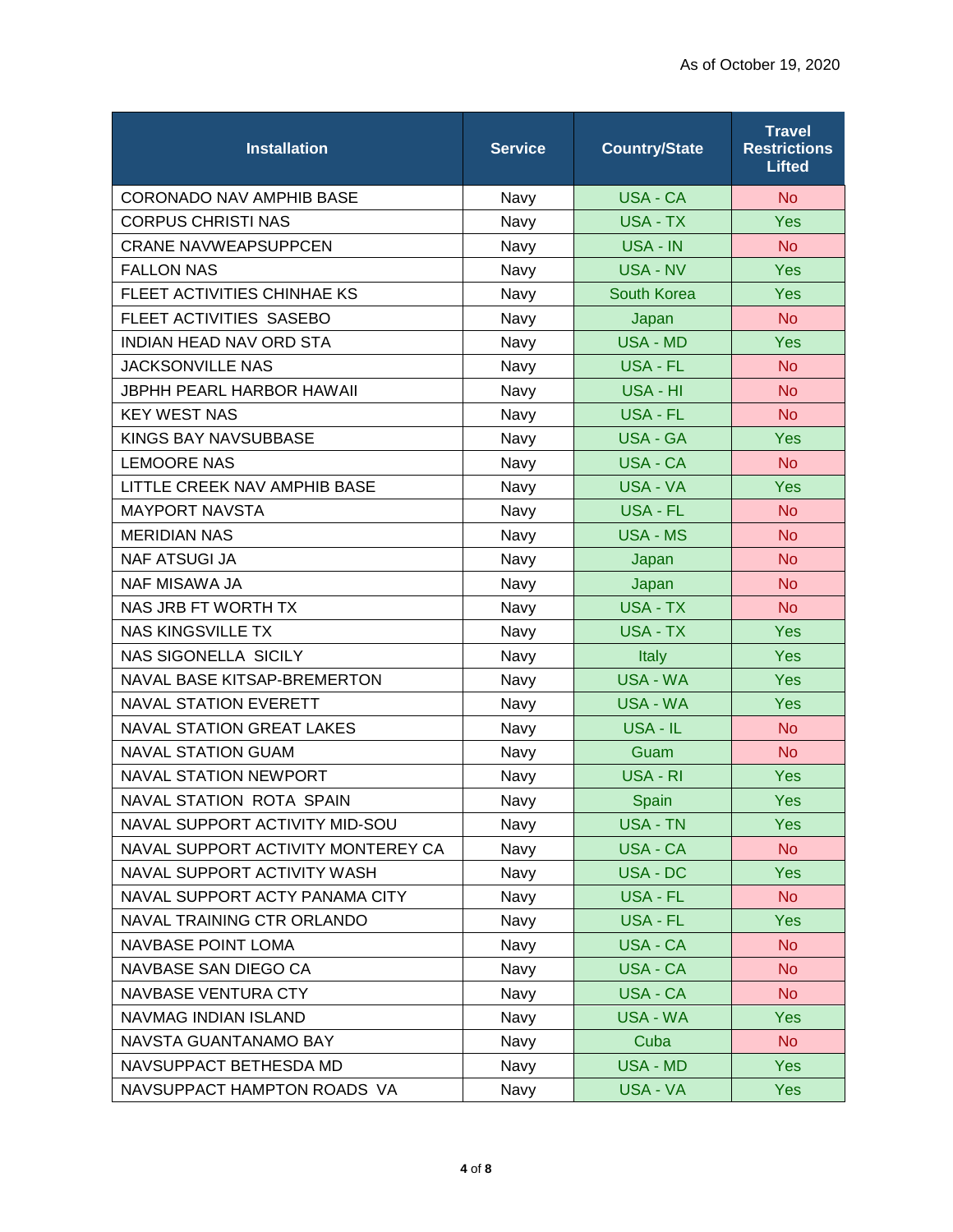As of October 19, 2020

| Installation | Service | Country/State | Travel Restrictions Lifted |
|---|---|---|---|
| CORONADO NAV AMPHIB BASE | Navy | USA - CA | No |
| CORPUS CHRISTI NAS | Navy | USA - TX | Yes |
| CRANE NAVWEAPSUPPCEN | Navy | USA - IN | No |
| FALLON NAS | Navy | USA - NV | Yes |
| FLEET ACTIVITIES CHINHAE KS | Navy | South Korea | Yes |
| FLEET ACTIVITIES SASEBO | Navy | Japan | No |
| INDIAN HEAD NAV ORD STA | Navy | USA - MD | Yes |
| JACKSONVILLE NAS | Navy | USA - FL | No |
| JBPHH PEARL HARBOR HAWAII | Navy | USA - HI | No |
| KEY WEST NAS | Navy | USA - FL | No |
| KINGS BAY NAVSUBBASE | Navy | USA - GA | Yes |
| LEMOORE NAS | Navy | USA - CA | No |
| LITTLE CREEK NAV AMPHIB BASE | Navy | USA - VA | Yes |
| MAYPORT NAVSTA | Navy | USA - FL | No |
| MERIDIAN NAS | Navy | USA - MS | No |
| NAF ATSUGI JA | Navy | Japan | No |
| NAF MISAWA JA | Navy | Japan | No |
| NAS JRB FT WORTH TX | Navy | USA - TX | No |
| NAS KINGSVILLE TX | Navy | USA - TX | Yes |
| NAS SIGONELLA SICILY | Navy | Italy | Yes |
| NAVAL BASE KITSAP-BREMERTON | Navy | USA - WA | Yes |
| NAVAL STATION EVERETT | Navy | USA - WA | Yes |
| NAVAL STATION GREAT LAKES | Navy | USA - IL | No |
| NAVAL STATION GUAM | Navy | Guam | No |
| NAVAL STATION NEWPORT | Navy | USA - RI | Yes |
| NAVAL STATION ROTA SPAIN | Navy | Spain | Yes |
| NAVAL SUPPORT ACTIVITY MID-SOU | Navy | USA - TN | Yes |
| NAVAL SUPPORT ACTIVITY MONTEREY CA | Navy | USA - CA | No |
| NAVAL SUPPORT ACTIVITY WASH | Navy | USA - DC | Yes |
| NAVAL SUPPORT ACTY PANAMA CITY | Navy | USA - FL | No |
| NAVAL TRAINING CTR ORLANDO | Navy | USA - FL | Yes |
| NAVBASE POINT LOMA | Navy | USA - CA | No |
| NAVBASE SAN DIEGO CA | Navy | USA - CA | No |
| NAVBASE VENTURA CTY | Navy | USA - CA | No |
| NAVMAG INDIAN ISLAND | Navy | USA - WA | Yes |
| NAVSTA GUANTANAMO BAY | Navy | Cuba | No |
| NAVSUPPACT BETHESDA MD | Navy | USA - MD | Yes |
| NAVSUPPACT HAMPTON ROADS VA | Navy | USA - VA | Yes |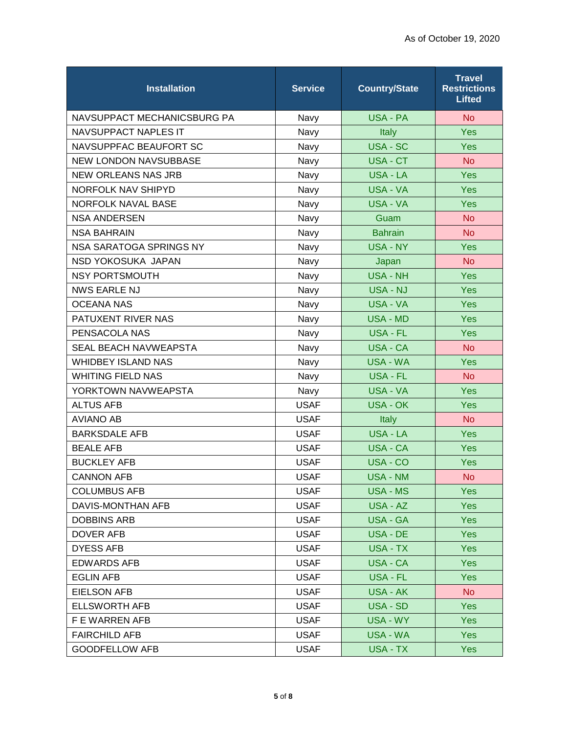As of October 19, 2020

| Installation | Service | Country/State | Travel Restrictions Lifted |
| --- | --- | --- | --- |
| NAVSUPPACT MECHANICSBURG PA | Navy | USA - PA | No |
| NAVSUPPACT NAPLES IT | Navy | Italy | Yes |
| NAVSUPPFAC BEAUFORT SC | Navy | USA - SC | Yes |
| NEW LONDON NAVSUBBASE | Navy | USA - CT | No |
| NEW ORLEANS NAS JRB | Navy | USA - LA | Yes |
| NORFOLK NAV SHIPYD | Navy | USA - VA | Yes |
| NORFOLK NAVAL BASE | Navy | USA - VA | Yes |
| NSA ANDERSEN | Navy | Guam | No |
| NSA BAHRAIN | Navy | Bahrain | No |
| NSA SARATOGA SPRINGS NY | Navy | USA - NY | Yes |
| NSD YOKOSUKA JAPAN | Navy | Japan | No |
| NSY PORTSMOUTH | Navy | USA - NH | Yes |
| NWS EARLE NJ | Navy | USA - NJ | Yes |
| OCEANA NAS | Navy | USA - VA | Yes |
| PATUXENT RIVER NAS | Navy | USA - MD | Yes |
| PENSACOLA NAS | Navy | USA - FL | Yes |
| SEAL BEACH NAVWEAPSTA | Navy | USA - CA | No |
| WHIDBEY ISLAND NAS | Navy | USA - WA | Yes |
| WHITING FIELD NAS | Navy | USA - FL | No |
| YORKTOWN NAVWEAPSTA | Navy | USA - VA | Yes |
| ALTUS AFB | USAF | USA - OK | Yes |
| AVIANO AB | USAF | Italy | No |
| BARKSDALE AFB | USAF | USA - LA | Yes |
| BEALE AFB | USAF | USA - CA | Yes |
| BUCKLEY AFB | USAF | USA - CO | Yes |
| CANNON AFB | USAF | USA - NM | No |
| COLUMBUS AFB | USAF | USA - MS | Yes |
| DAVIS-MONTHAN AFB | USAF | USA - AZ | Yes |
| DOBBINS ARB | USAF | USA - GA | Yes |
| DOVER AFB | USAF | USA - DE | Yes |
| DYESS AFB | USAF | USA - TX | Yes |
| EDWARDS AFB | USAF | USA - CA | Yes |
| EGLIN AFB | USAF | USA - FL | Yes |
| EIELSON AFB | USAF | USA - AK | No |
| ELLSWORTH AFB | USAF | USA - SD | Yes |
| F E WARREN AFB | USAF | USA - WY | Yes |
| FAIRCHILD AFB | USAF | USA - WA | Yes |
| GOODFELLOW AFB | USAF | USA - TX | Yes |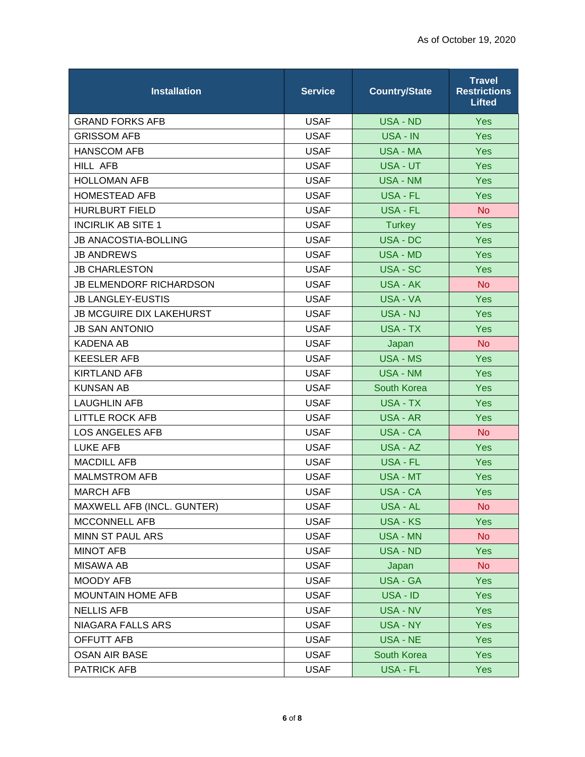As of October 19, 2020

| Installation | Service | Country/State | Travel Restrictions Lifted |
| --- | --- | --- | --- |
| GRAND FORKS AFB | USAF | USA - ND | Yes |
| GRISSOM AFB | USAF | USA - IN | Yes |
| HANSCOM AFB | USAF | USA - MA | Yes |
| HILL AFB | USAF | USA - UT | Yes |
| HOLLOMAN AFB | USAF | USA - NM | Yes |
| HOMESTEAD AFB | USAF | USA - FL | Yes |
| HURLBURT FIELD | USAF | USA - FL | No |
| INCIRLIK AB SITE 1 | USAF | Turkey | Yes |
| JB ANACOSTIA-BOLLING | USAF | USA - DC | Yes |
| JB ANDREWS | USAF | USA - MD | Yes |
| JB CHARLESTON | USAF | USA - SC | Yes |
| JB ELMENDORF RICHARDSON | USAF | USA - AK | No |
| JB LANGLEY-EUSTIS | USAF | USA - VA | Yes |
| JB MCGUIRE DIX LAKEHURST | USAF | USA - NJ | Yes |
| JB SAN ANTONIO | USAF | USA - TX | Yes |
| KADENA AB | USAF | Japan | No |
| KEESLER AFB | USAF | USA - MS | Yes |
| KIRTLAND AFB | USAF | USA - NM | Yes |
| KUNSAN AB | USAF | South Korea | Yes |
| LAUGHLIN AFB | USAF | USA - TX | Yes |
| LITTLE ROCK AFB | USAF | USA - AR | Yes |
| LOS ANGELES AFB | USAF | USA - CA | No |
| LUKE AFB | USAF | USA - AZ | Yes |
| MACDILL AFB | USAF | USA - FL | Yes |
| MALMSTROM AFB | USAF | USA - MT | Yes |
| MARCH AFB | USAF | USA - CA | Yes |
| MAXWELL AFB (INCL. GUNTER) | USAF | USA - AL | No |
| MCCONNELL AFB | USAF | USA - KS | Yes |
| MINN ST PAUL ARS | USAF | USA - MN | No |
| MINOT AFB | USAF | USA - ND | Yes |
| MISAWA AB | USAF | Japan | No |
| MOODY AFB | USAF | USA - GA | Yes |
| MOUNTAIN HOME AFB | USAF | USA - ID | Yes |
| NELLIS AFB | USAF | USA - NV | Yes |
| NIAGARA FALLS ARS | USAF | USA - NY | Yes |
| OFFUTT AFB | USAF | USA - NE | Yes |
| OSAN AIR BASE | USAF | South Korea | Yes |
| PATRICK AFB | USAF | USA - FL | Yes |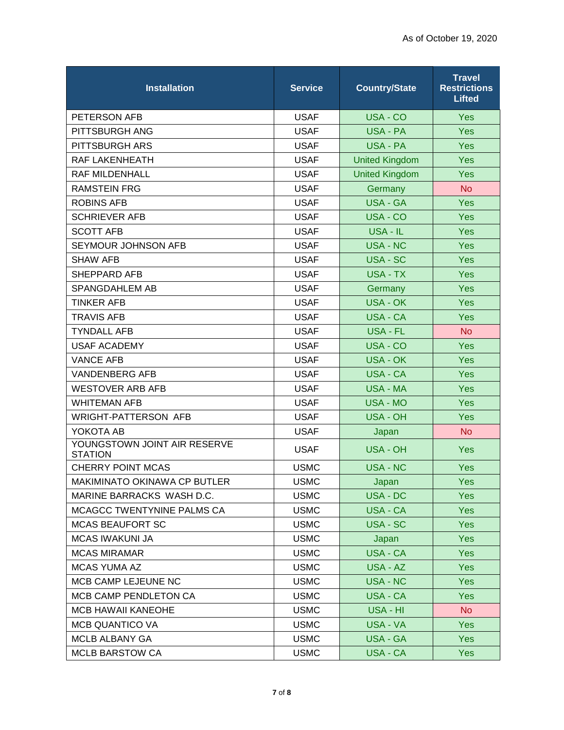As of October 19, 2020

| Installation | Service | Country/State | Travel Restrictions Lifted |
|---|---|---|---|
| PETERSON AFB | USAF | USA - CO | Yes |
| PITTSBURGH ANG | USAF | USA - PA | Yes |
| PITTSBURGH ARS | USAF | USA - PA | Yes |
| RAF LAKENHEATH | USAF | United Kingdom | Yes |
| RAF MILDENHALL | USAF | United Kingdom | Yes |
| RAMSTEIN FRG | USAF | Germany | No |
| ROBINS AFB | USAF | USA - GA | Yes |
| SCHRIEVER AFB | USAF | USA - CO | Yes |
| SCOTT AFB | USAF | USA - IL | Yes |
| SEYMOUR JOHNSON AFB | USAF | USA - NC | Yes |
| SHAW AFB | USAF | USA - SC | Yes |
| SHEPPARD AFB | USAF | USA - TX | Yes |
| SPANGDAHLEM AB | USAF | Germany | Yes |
| TINKER AFB | USAF | USA - OK | Yes |
| TRAVIS AFB | USAF | USA - CA | Yes |
| TYNDALL AFB | USAF | USA - FL | No |
| USAF ACADEMY | USAF | USA - CO | Yes |
| VANCE AFB | USAF | USA - OK | Yes |
| VANDENBERG AFB | USAF | USA - CA | Yes |
| WESTOVER ARB AFB | USAF | USA - MA | Yes |
| WHITEMAN AFB | USAF | USA - MO | Yes |
| WRIGHT-PATTERSON AFB | USAF | USA - OH | Yes |
| YOKOTA AB | USAF | Japan | No |
| YOUNGSTOWN JOINT AIR RESERVE STATION | USAF | USA - OH | Yes |
| CHERRY POINT MCAS | USMC | USA - NC | Yes |
| MAKIMINATO OKINAWA CP BUTLER | USMC | Japan | Yes |
| MARINE BARRACKS WASH D.C. | USMC | USA - DC | Yes |
| MCAGCC TWENTYNINE PALMS CA | USMC | USA - CA | Yes |
| MCAS BEAUFORT SC | USMC | USA - SC | Yes |
| MCAS IWAKUNI JA | USMC | Japan | Yes |
| MCAS MIRAMAR | USMC | USA - CA | Yes |
| MCAS YUMA AZ | USMC | USA - AZ | Yes |
| MCB CAMP LEJEUNE NC | USMC | USA - NC | Yes |
| MCB CAMP PENDLETON CA | USMC | USA - CA | Yes |
| MCB HAWAII KANEOHE | USMC | USA - HI | No |
| MCB QUANTICO VA | USMC | USA - VA | Yes |
| MCLB ALBANY GA | USMC | USA - GA | Yes |
| MCLB BARSTOW CA | USMC | USA - CA | Yes |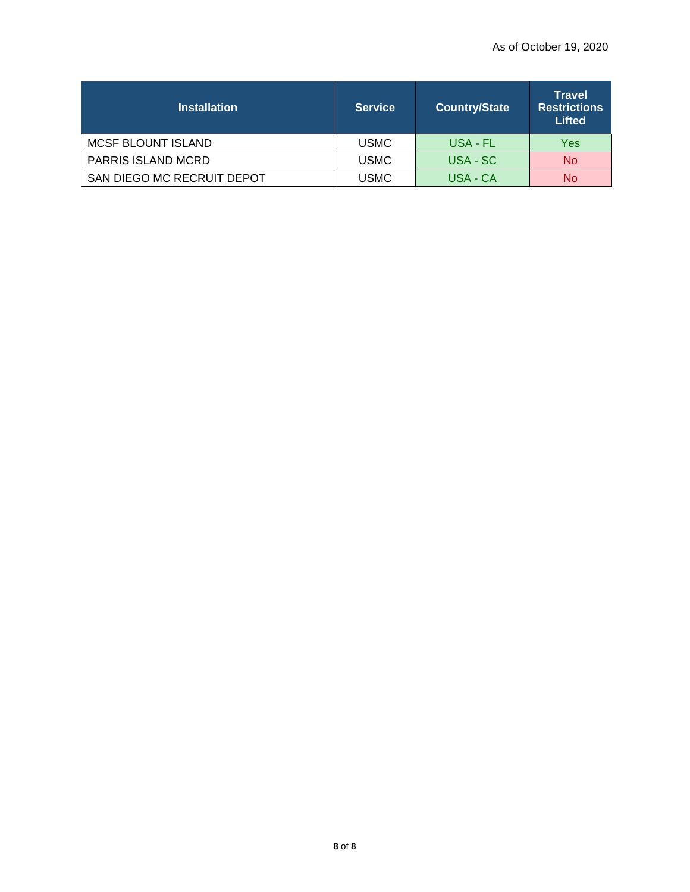As of October 19, 2020

| Installation | Service | Country/State | Travel Restrictions Lifted |
|---|---|---|---|
| MCSF BLOUNT ISLAND | USMC | USA - FL | Yes |
| PARRIS ISLAND MCRD | USMC | USA - SC | No |
| SAN DIEGO MC RECRUIT DEPOT | USMC | USA - CA | No |